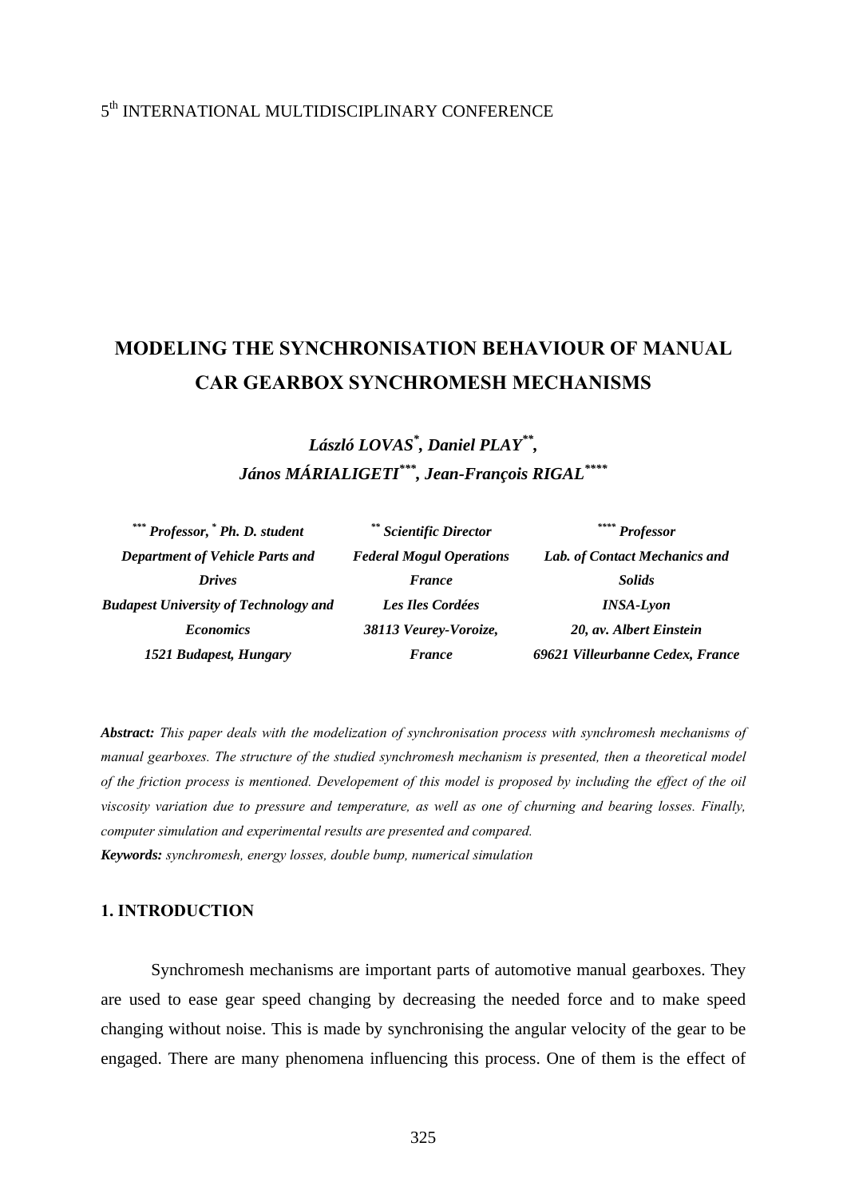5th INTERNATIONAL MULTIDISCIPLINARY CONFERENCE

# MODELING THE SYNCHRONISATION BEHAVIOUR OF MANUAL CAR GEARBOX SYNCHROMESH MECHANISMS

***László LOVAS[*], Daniel PLAY[**], János MÁRIALIGETI[***], Jean-François RIGAL[****]***

***[***] Professor, [*] Ph. D. student***
***Department of Vehicle Parts and Drives***
***Budapest University of Technology and Economics***
***1521 Budapest, Hungary***

***[**] Scientific Director***
***Federal Mogul Operations France***
***Les Iles Cordées***
***38113 Veurey-Voroize, France***

***[****] Professor***
***Lab. of Contact Mechanics and Solids***
***INSA-Lyon***
***20, av. Albert Einstein***
***69621 Villeurbanne Cedex, France***

***Abstract:*** *This paper deals with the modelization of synchronisation process with synchromesh mechanisms of manual gearboxes. The structure of the studied synchromesh mechanism is presented, then a theoretical model of the friction process is mentioned. Developement of this model is proposed by including the effect of the oil viscosity variation due to pressure and temperature, as well as one of churning and bearing losses. Finally, computer simulation and experimental results are presented and compared.*

***Keywords:*** *synchromesh, energy losses, double bump, numerical simulation*

## 1. INTRODUCTION

Synchromesh mechanisms are important parts of automotive manual gearboxes. They are used to ease gear speed changing by decreasing the needed force and to make speed changing without noise. This is made by synchronising the angular velocity of the gear to be engaged. There are many phenomena influencing this process. One of them is the effect of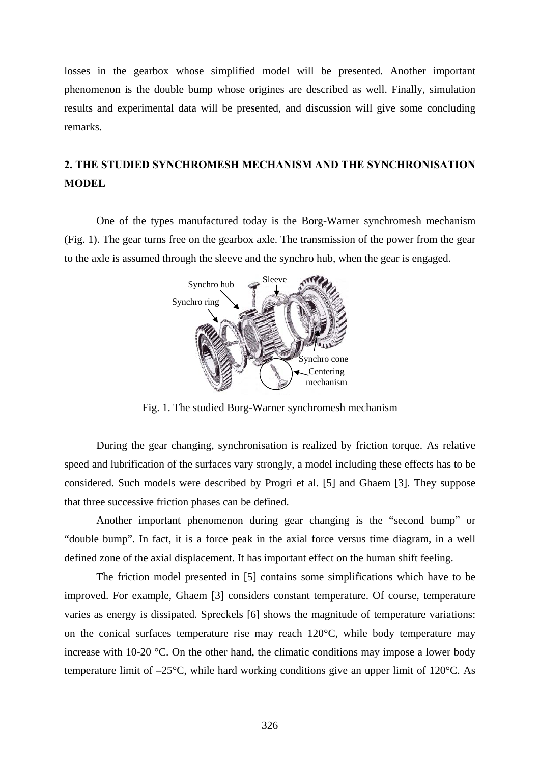losses in the gearbox whose simplified model will be presented. Another important phenomenon is the double bump whose origines are described as well. Finally, simulation results and experimental data will be presented, and discussion will give some concluding remarks.

## 2. THE STUDIED SYNCHROMESH MECHANISM AND THE SYNCHRONISATION MODEL

One of the types manufactured today is the Borg-Warner synchromesh mechanism (Fig. 1). The gear turns free on the gearbox axle. The transmission of the power from the gear to the axle is assumed through the sleeve and the synchro hub, when the gear is engaged.

Fig. 1. The studied Borg-Warner synchromesh mechanism

During the gear changing, synchronisation is realized by friction torque. As relative speed and lubrification of the surfaces vary strongly, a model including these effects has to be considered. Such models were described by Progri et al. [5] and Ghaem [3]. They suppose that three successive friction phases can be defined.

Another important phenomenon during gear changing is the "second bump" or "double bump". In fact, it is a force peak in the axial force versus time diagram, in a well defined zone of the axial displacement. It has important effect on the human shift feeling.

The friction model presented in [5] contains some simplifications which have to be improved. For example, Ghaem [3] considers constant temperature. Of course, temperature varies as energy is dissipated. Spreckels [6] shows the magnitude of temperature variations: on the conical surfaces temperature rise may reach 120°C, while body temperature may increase with 10-20 °C. On the other hand, the climatic conditions may impose a lower body temperature limit of –25°C, while hard working conditions give an upper limit of 120°C. As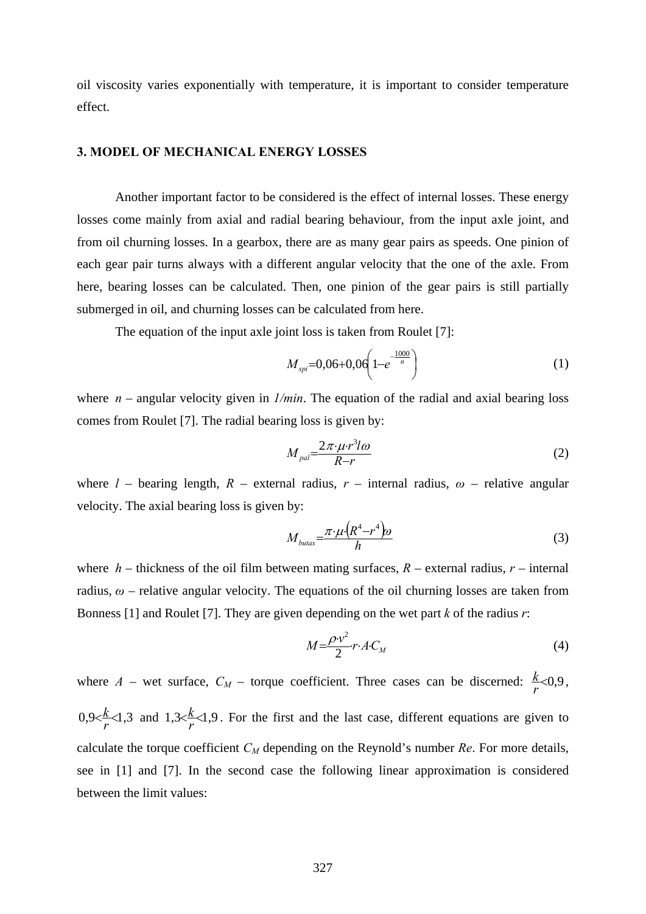oil viscosity varies exponentially with temperature, it is important to consider temperature effect.

## 3. MODEL OF MECHANICAL ENERGY LOSSES

Another important factor to be considered is the effect of internal losses. These energy losses come mainly from axial and radial bearing behaviour, from the input axle joint, and from oil churning losses. In a gearbox, there are as many gear pairs as speeds. One pinion of each gear pair turns always with a different angular velocity that the one of the axle. From here, bearing losses can be calculated. Then, one pinion of the gear pairs is still partially submerged in oil, and churning losses can be calculated from here.

The equation of the input axle joint loss is taken from Roulet [7]:

$$M_{spi} = 0{,}06 + 0{,}06\left(1 - e^{-\frac{1000}{n}}\right) \tag{1}$$

where $n$ – angular velocity given in *1/min*. The equation of the radial and axial bearing loss comes from Roulet [7]. The radial bearing loss is given by:

$$M_{pal} = \frac{2\pi \cdot \mu \cdot r^3 l \omega}{R - r} \tag{2}$$

where $l$ – bearing length, $R$ – external radius, $r$ – internal radius, $\omega$ – relative angular velocity. The axial bearing loss is given by:

$$M_{butax} = \frac{\pi \cdot \mu \cdot \left(R^4 - r^4\right)\omega}{h} \tag{3}$$

where $h$ – thickness of the oil film between mating surfaces, $R$ – external radius, $r$ – internal radius, $\omega$ – relative angular velocity. The equations of the oil churning losses are taken from Bonness [1] and Roulet [7]. They are given depending on the wet part $k$ of the radius $r$:

$$M = \frac{\rho \cdot v^2}{2} \cdot r \cdot A \cdot C_M \tag{4}$$

where $A$ – wet surface, $C_M$ – torque coefficient. Three cases can be discerned: $\frac{k}{r} < 0{,}9$, $0{,}9 < \frac{k}{r} < 1{,}3$ and $1{,}3 < \frac{k}{r} < 1{,}9$. For the first and the last case, different equations are given to calculate the torque coefficient $C_M$ depending on the Reynold's number $Re$. For more details, see in [1] and [7]. In the second case the following linear approximation is considered between the limit values: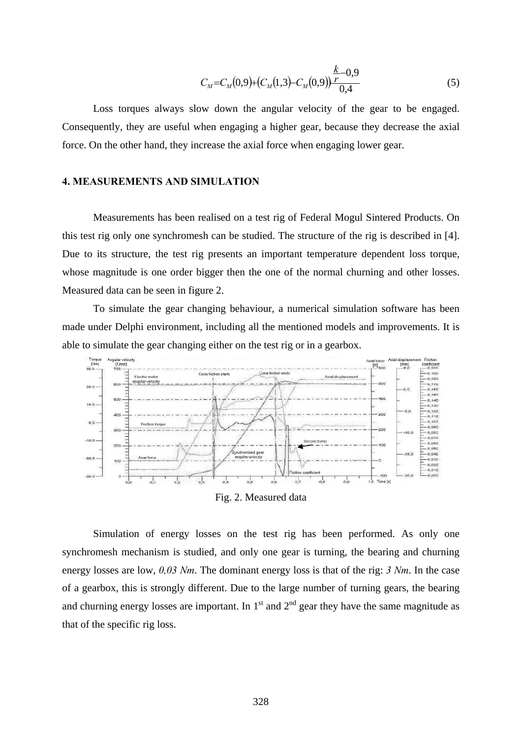$$C_M = C_M(0{,}9) + \left(C_M(1{,}3) - C_M(0{,}9)\right)\frac{\frac{k}{r} - 0{,}9}{0{,}4} \tag{5}$$

Loss torques always slow down the angular velocity of the gear to be engaged. Consequently, they are useful when engaging a higher gear, because they decrease the axial force. On the other hand, they increase the axial force when engaging lower gear.

## 4. MEASUREMENTS AND SIMULATION

Measurements has been realised on a test rig of Federal Mogul Sintered Products. On this test rig only one synchromesh can be studied. The structure of the rig is described in [4]. Due to its structure, the test rig presents an important temperature dependent loss torque, whose magnitude is one order bigger then the one of the normal churning and other losses. Measured data can be seen in figure 2.

To simulate the gear changing behaviour, a numerical simulation software has been made under Delphi environment, including all the mentioned models and improvements. It is able to simulate the gear changing either on the test rig or in a gearbox.

Fig. 2. Measured data

Simulation of energy losses on the test rig has been performed. As only one synchromesh mechanism is studied, and only one gear is turning, the bearing and churning energy losses are low, *0,03 Nm*. The dominant energy loss is that of the rig: *3 Nm*. In the case of a gearbox, this is strongly different. Due to the large number of turning gears, the bearing and churning energy losses are important. In 1st and 2nd gear they have the same magnitude as that of the specific rig loss.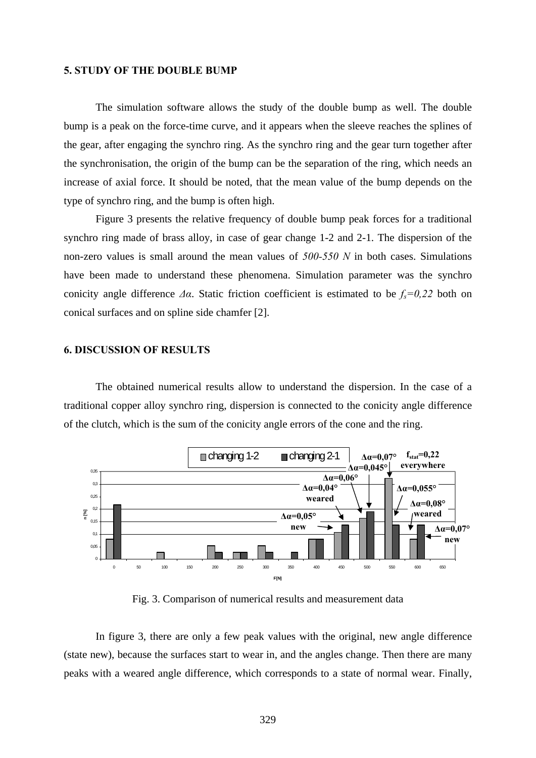## 5. STUDY OF THE DOUBLE BUMP

The simulation software allows the study of the double bump as well. The double bump is a peak on the force-time curve, and it appears when the sleeve reaches the splines of the gear, after engaging the synchro ring. As the synchro ring and the gear turn together after the synchronisation, the origin of the bump can be the separation of the ring, which needs an increase of axial force. It should be noted, that the mean value of the bump depends on the type of synchro ring, and the bump is often high.

Figure 3 presents the relative frequency of double bump peak forces for a traditional synchro ring made of brass alloy, in case of gear change 1-2 and 2-1. The dispersion of the non-zero values is small around the mean values of *500-550 N* in both cases. Simulations have been made to understand these phenomena. Simulation parameter was the synchro conicity angle difference $\Delta\alpha$. Static friction coefficient is estimated to be $f_s=0,22$ both on conical surfaces and on spline side chamfer [2].

## 6. DISCUSSION OF RESULTS

The obtained numerical results allow to understand the dispersion. In the case of a traditional copper alloy synchro ring, dispersion is connected to the conicity angle difference of the clutch, which is the sum of the conicity angle errors of the cone and the ring.

Fig. 3. Comparison of numerical results and measurement data

In figure 3, there are only a few peak values with the original, new angle difference (state new), because the surfaces start to wear in, and the angles change. Then there are many peaks with a weared angle difference, which corresponds to a state of normal wear. Finally,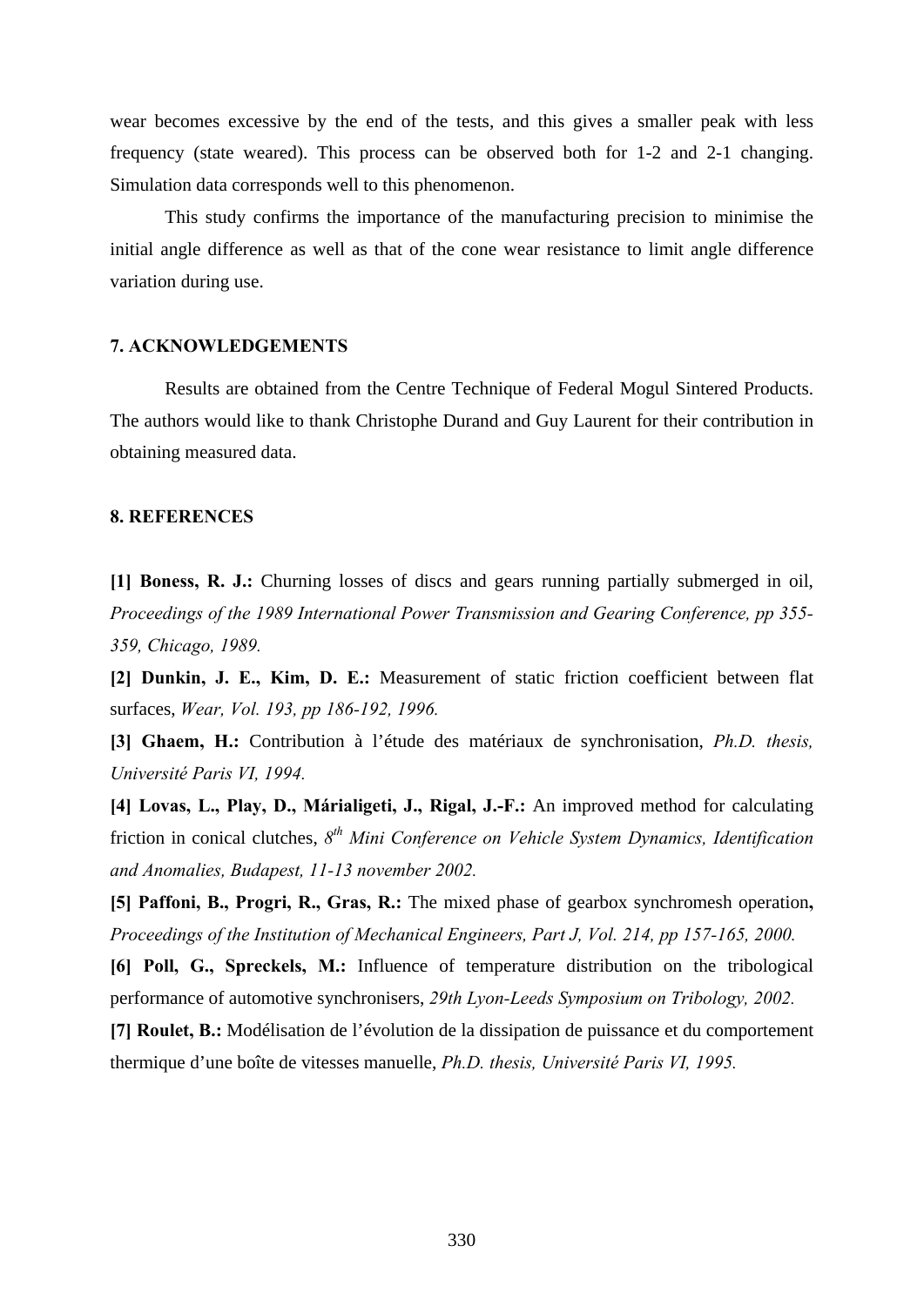wear becomes excessive by the end of the tests, and this gives a smaller peak with less frequency (state weared). This process can be observed both for 1-2 and 2-1 changing. Simulation data corresponds well to this phenomenon.

This study confirms the importance of the manufacturing precision to minimise the initial angle difference as well as that of the cone wear resistance to limit angle difference variation during use.

## 7. ACKNOWLEDGEMENTS

Results are obtained from the Centre Technique of Federal Mogul Sintered Products. The authors would like to thank Christophe Durand and Guy Laurent for their contribution in obtaining measured data.

## 8. REFERENCES

**[1] Boness, R. J.:** Churning losses of discs and gears running partially submerged in oil, *Proceedings of the 1989 International Power Transmission and Gearing Conference, pp 355-359, Chicago, 1989.*

**[2] Dunkin, J. E., Kim, D. E.:** Measurement of static friction coefficient between flat surfaces, *Wear, Vol. 193, pp 186-192, 1996.*

**[3] Ghaem, H.:** Contribution à l'étude des matériaux de synchronisation, *Ph.D. thesis, Université Paris VI, 1994.*

**[4] Lovas, L., Play, D., Márialigeti, J., Rigal, J.-F.:** An improved method for calculating friction in conical clutches, *8th Mini Conference on Vehicle System Dynamics, Identification and Anomalies, Budapest, 11-13 november 2002.*

**[5] Paffoni, B., Progri, R., Gras, R.:** The mixed phase of gearbox synchromesh operation**,** *Proceedings of the Institution of Mechanical Engineers, Part J, Vol. 214, pp 157-165, 2000.*

**[6] Poll, G., Spreckels, M.:** Influence of temperature distribution on the tribological performance of automotive synchronisers, *29th Lyon-Leeds Symposium on Tribology, 2002.*

**[7] Roulet, B.:** Modélisation de l'évolution de la dissipation de puissance et du comportement thermique d'une boîte de vitesses manuelle, *Ph.D. thesis, Université Paris VI, 1995.*